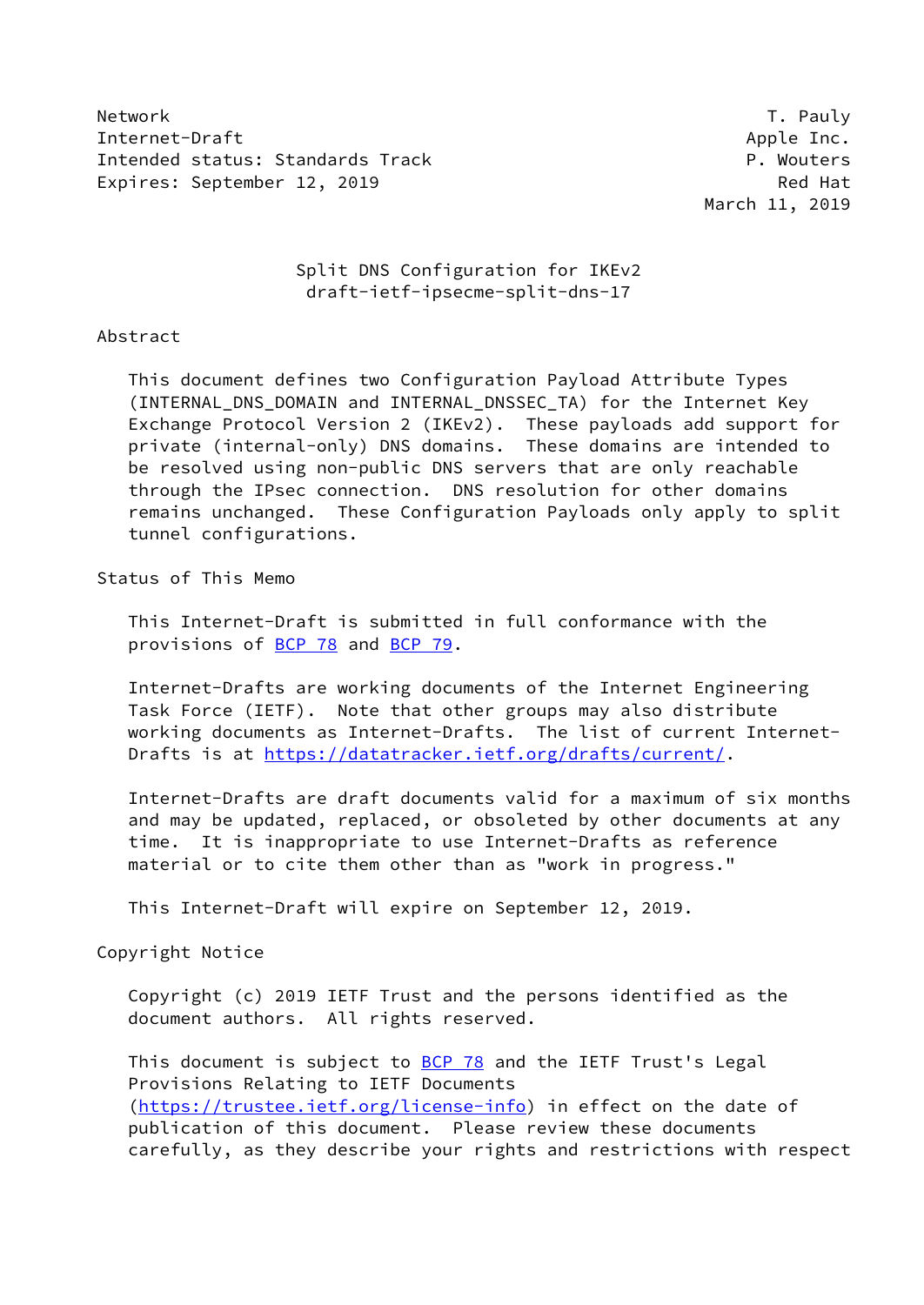Network T. Pauly
Internet-Draft Apple Inc.
Intended status: Standards Track P. Wouters
Expires: September 12, 2019 Red Hat
March 11, 2019

# Split DNS Configuration for IKEv2
draft-ietf-ipsecme-split-dns-17

## Abstract

This document defines two Configuration Payload Attribute Types (INTERNAL_DNS_DOMAIN and INTERNAL_DNSSEC_TA) for the Internet Key Exchange Protocol Version 2 (IKEv2). These payloads add support for private (internal-only) DNS domains. These domains are intended to be resolved using non-public DNS servers that are only reachable through the IPsec connection. DNS resolution for other domains remains unchanged. These Configuration Payloads only apply to split tunnel configurations.

## Status of This Memo

This Internet-Draft is submitted in full conformance with the provisions of BCP 78 and BCP 79.

Internet-Drafts are working documents of the Internet Engineering Task Force (IETF). Note that other groups may also distribute working documents as Internet-Drafts. The list of current Internet-Drafts is at https://datatracker.ietf.org/drafts/current/.

Internet-Drafts are draft documents valid for a maximum of six months and may be updated, replaced, or obsoleted by other documents at any time. It is inappropriate to use Internet-Drafts as reference material or to cite them other than as "work in progress."

This Internet-Draft will expire on September 12, 2019.

## Copyright Notice

Copyright (c) 2019 IETF Trust and the persons identified as the document authors. All rights reserved.

This document is subject to BCP 78 and the IETF Trust's Legal Provisions Relating to IETF Documents (https://trustee.ietf.org/license-info) in effect on the date of publication of this document. Please review these documents carefully, as they describe your rights and restrictions with respect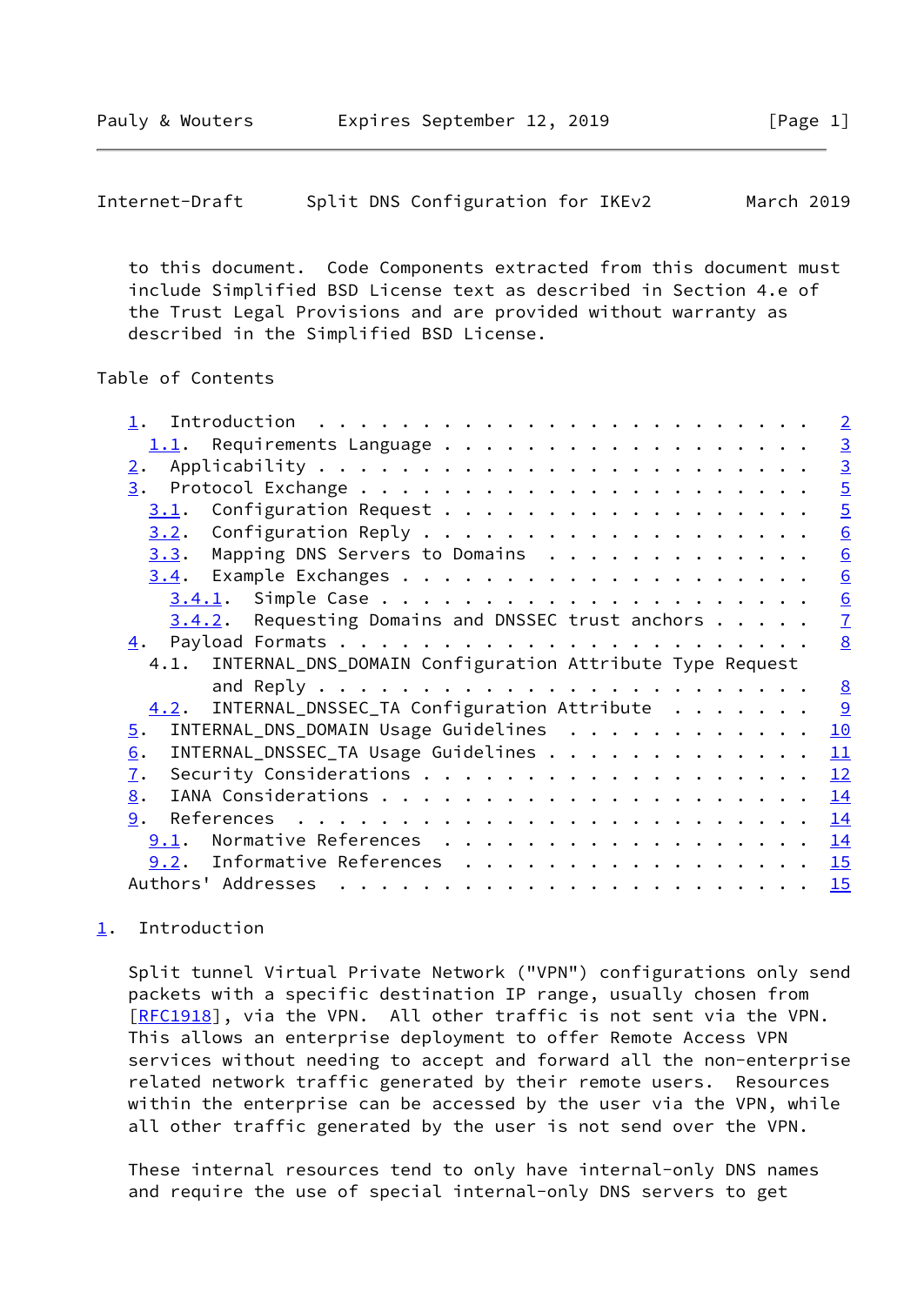to this document. Code Components extracted from this document must include Simplified BSD License text as described in Section 4.e of the Trust Legal Provisions and are provided without warranty as described in the Simplified BSD License.

Table of Contents

- 1. Introduction . . . . . . . . . . . . . . . . . . . . . . . . 2
  - 1.1. Requirements Language . . . . . . . . . . . . . . . . . . 3
- 2. Applicability . . . . . . . . . . . . . . . . . . . . . . . 3
- 3. Protocol Exchange . . . . . . . . . . . . . . . . . . . . . 5
  - 3.1. Configuration Request . . . . . . . . . . . . . . . . . . 5
  - 3.2. Configuration Reply . . . . . . . . . . . . . . . . . . . 6
  - 3.3. Mapping DNS Servers to Domains . . . . . . . . . . . . . 6
  - 3.4. Example Exchanges . . . . . . . . . . . . . . . . . . . . 6
    - 3.4.1. Simple Case . . . . . . . . . . . . . . . . . . . . . 6
    - 3.4.2. Requesting Domains and DNSSEC trust anchors . . . . . 7
- 4. Payload Formats . . . . . . . . . . . . . . . . . . . . . . 8
  - 4.1. INTERNAL_DNS_DOMAIN Configuration Attribute Type Request and Reply . . . . . . . . . . . . . . . . . . . . . . . . 8
  - 4.2. INTERNAL_DNSSEC_TA Configuration Attribute . . . . . . . 9
- 5. INTERNAL_DNS_DOMAIN Usage Guidelines . . . . . . . . . . . . 10
- 6. INTERNAL_DNSSEC_TA Usage Guidelines . . . . . . . . . . . . 11
- 7. Security Considerations . . . . . . . . . . . . . . . . . . 12
- 8. IANA Considerations . . . . . . . . . . . . . . . . . . . . 14
- 9. References . . . . . . . . . . . . . . . . . . . . . . . . 14
  - 9.1. Normative References . . . . . . . . . . . . . . . . . . 14
  - 9.2. Informative References . . . . . . . . . . . . . . . . . 15
- Authors' Addresses . . . . . . . . . . . . . . . . . . . . . . 15

## 1. Introduction

Split tunnel Virtual Private Network ("VPN") configurations only send packets with a specific destination IP range, usually chosen from [RFC1918], via the VPN. All other traffic is not sent via the VPN. This allows an enterprise deployment to offer Remote Access VPN services without needing to accept and forward all the non-enterprise related network traffic generated by their remote users. Resources within the enterprise can be accessed by the user via the VPN, while all other traffic generated by the user is not send over the VPN.

These internal resources tend to only have internal-only DNS names and require the use of special internal-only DNS servers to get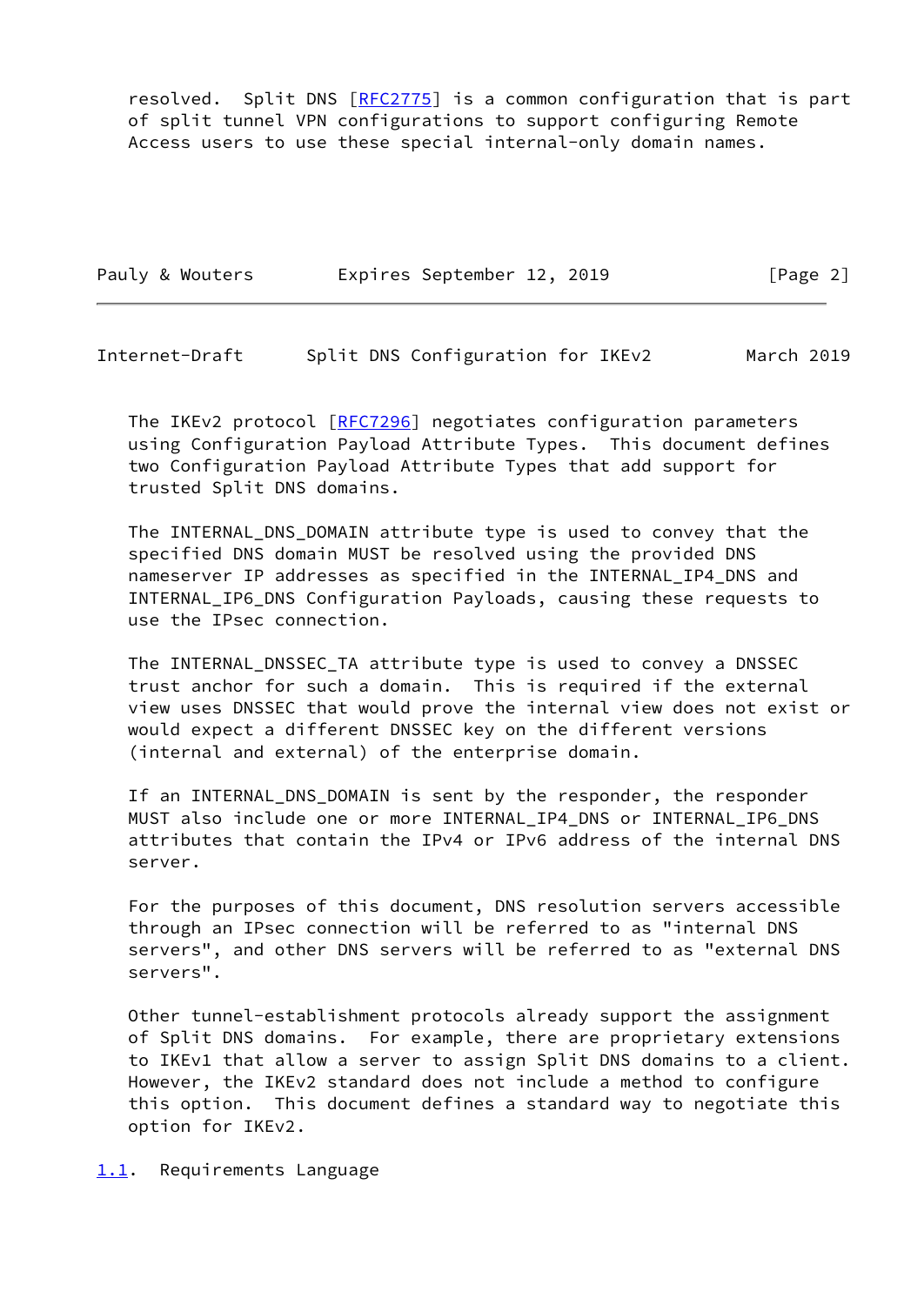resolved. Split DNS [RFC2775] is a common configuration that is part of split tunnel VPN configurations to support configuring Remote Access users to use these special internal-only domain names.

The IKEv2 protocol [RFC7296] negotiates configuration parameters using Configuration Payload Attribute Types. This document defines two Configuration Payload Attribute Types that add support for trusted Split DNS domains.

The INTERNAL_DNS_DOMAIN attribute type is used to convey that the specified DNS domain MUST be resolved using the provided DNS nameserver IP addresses as specified in the INTERNAL_IP4_DNS and INTERNAL_IP6_DNS Configuration Payloads, causing these requests to use the IPsec connection.

The INTERNAL_DNSSEC_TA attribute type is used to convey a DNSSEC trust anchor for such a domain. This is required if the external view uses DNSSEC that would prove the internal view does not exist or would expect a different DNSSEC key on the different versions (internal and external) of the enterprise domain.

If an INTERNAL_DNS_DOMAIN is sent by the responder, the responder MUST also include one or more INTERNAL_IP4_DNS or INTERNAL_IP6_DNS attributes that contain the IPv4 or IPv6 address of the internal DNS server.

For the purposes of this document, DNS resolution servers accessible through an IPsec connection will be referred to as "internal DNS servers", and other DNS servers will be referred to as "external DNS servers".

Other tunnel-establishment protocols already support the assignment of Split DNS domains. For example, there are proprietary extensions to IKEv1 that allow a server to assign Split DNS domains to a client. However, the IKEv2 standard does not include a method to configure this option. This document defines a standard way to negotiate this option for IKEv2.

### 1.1. Requirements Language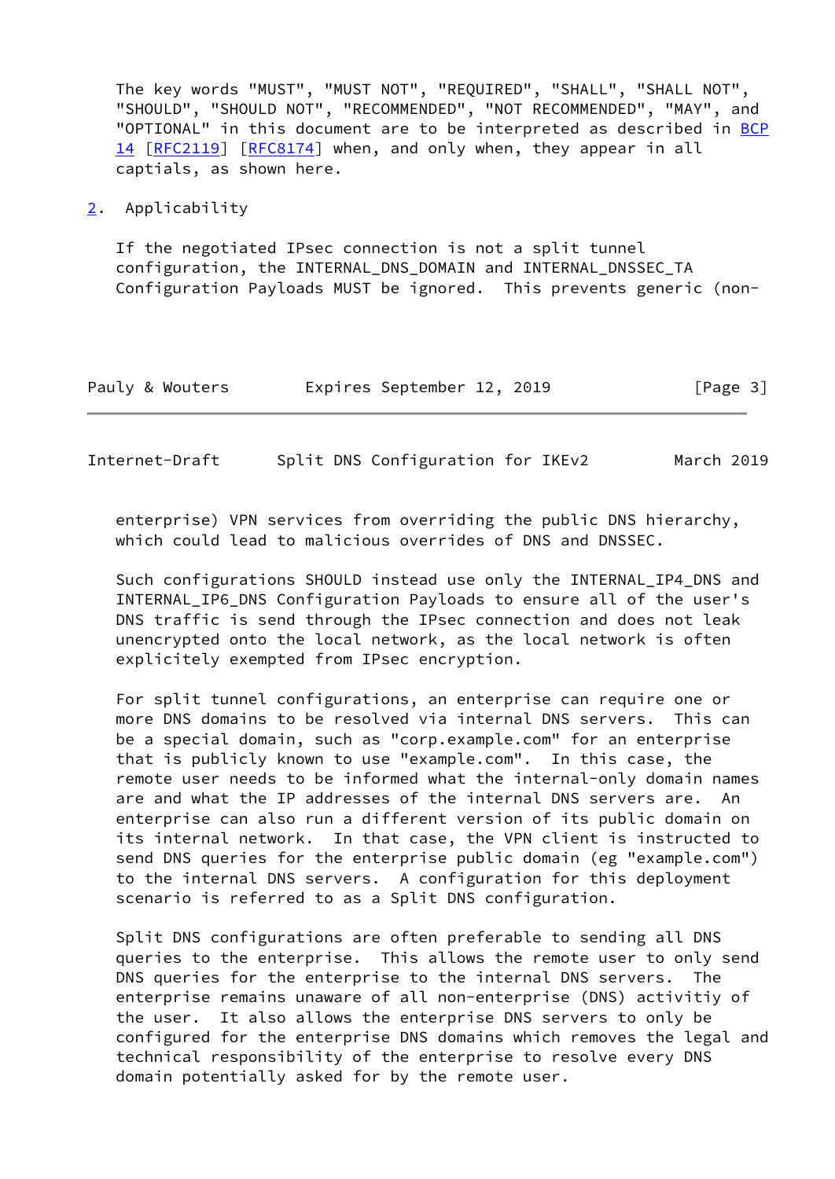The key words "MUST", "MUST NOT", "REQUIRED", "SHALL", "SHALL NOT", "SHOULD", "SHOULD NOT", "RECOMMENDED", "NOT RECOMMENDED", "MAY", and "OPTIONAL" in this document are to be interpreted as described in BCP 14 [RFC2119] [RFC8174] when, and only when, they appear in all captials, as shown here.

## 2. Applicability

If the negotiated IPsec connection is not a split tunnel configuration, the INTERNAL_DNS_DOMAIN and INTERNAL_DNSSEC_TA Configuration Payloads MUST be ignored. This prevents generic (non-enterprise) VPN services from overriding the public DNS hierarchy, which could lead to malicious overrides of DNS and DNSSEC.

Such configurations SHOULD instead use only the INTERNAL_IP4_DNS and INTERNAL_IP6_DNS Configuration Payloads to ensure all of the user's DNS traffic is send through the IPsec connection and does not leak unencrypted onto the local network, as the local network is often explicitely exempted from IPsec encryption.

For split tunnel configurations, an enterprise can require one or more DNS domains to be resolved via internal DNS servers. This can be a special domain, such as "corp.example.com" for an enterprise that is publicly known to use "example.com". In this case, the remote user needs to be informed what the internal-only domain names are and what the IP addresses of the internal DNS servers are. An enterprise can also run a different version of its public domain on its internal network. In that case, the VPN client is instructed to send DNS queries for the enterprise public domain (eg "example.com") to the internal DNS servers. A configuration for this deployment scenario is referred to as a Split DNS configuration.

Split DNS configurations are often preferable to sending all DNS queries to the enterprise. This allows the remote user to only send DNS queries for the enterprise to the internal DNS servers. The enterprise remains unaware of all non-enterprise (DNS) activitiy of the user. It also allows the enterprise DNS servers to only be configured for the enterprise DNS domains which removes the legal and technical responsibility of the enterprise to resolve every DNS domain potentially asked for by the remote user.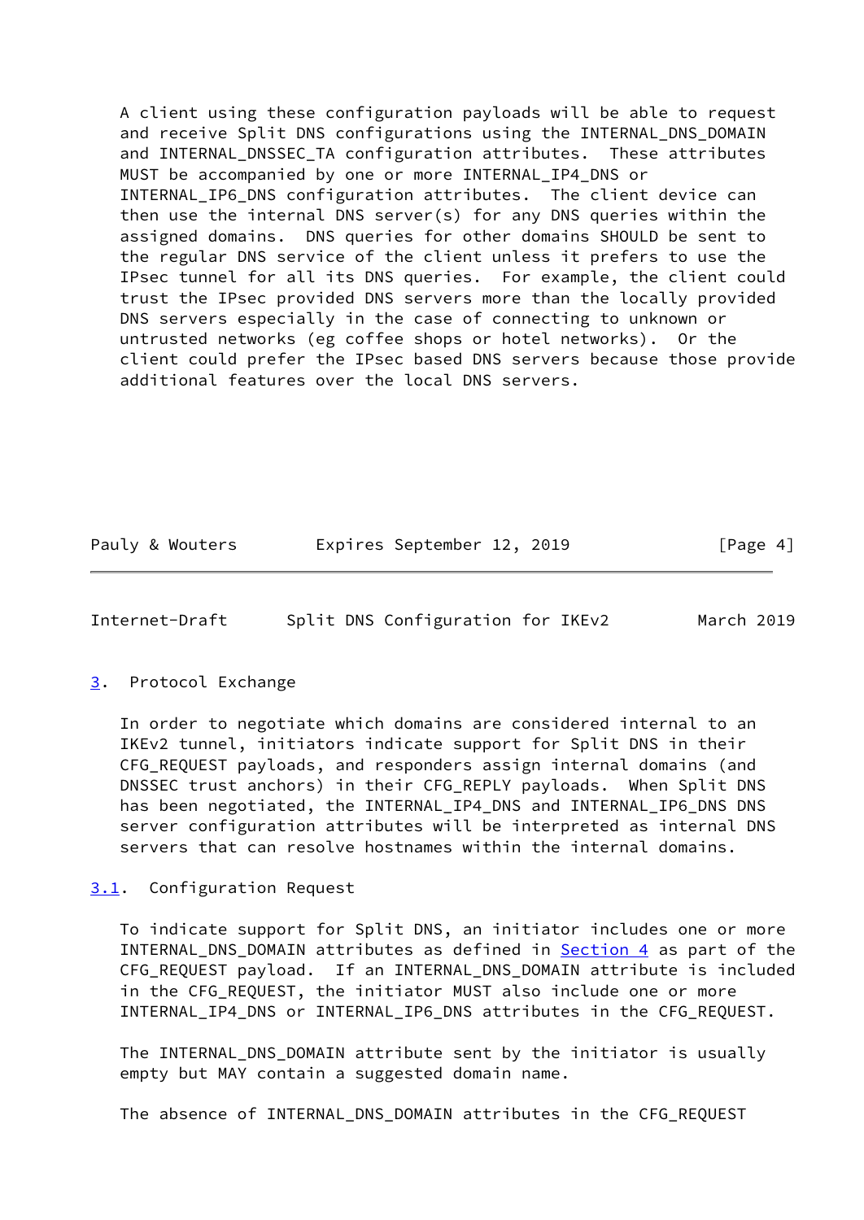A client using these configuration payloads will be able to request and receive Split DNS configurations using the INTERNAL_DNS_DOMAIN and INTERNAL_DNSSEC_TA configuration attributes. These attributes MUST be accompanied by one or more INTERNAL_IP4_DNS or INTERNAL_IP6_DNS configuration attributes. The client device can then use the internal DNS server(s) for any DNS queries within the assigned domains. DNS queries for other domains SHOULD be sent to the regular DNS service of the client unless it prefers to use the IPsec tunnel for all its DNS queries. For example, the client could trust the IPsec provided DNS servers more than the locally provided DNS servers especially in the case of connecting to unknown or untrusted networks (eg coffee shops or hotel networks). Or the client could prefer the IPsec based DNS servers because those provide additional features over the local DNS servers.

## 3. Protocol Exchange

In order to negotiate which domains are considered internal to an IKEv2 tunnel, initiators indicate support for Split DNS in their CFG_REQUEST payloads, and responders assign internal domains (and DNSSEC trust anchors) in their CFG_REPLY payloads. When Split DNS has been negotiated, the INTERNAL_IP4_DNS and INTERNAL_IP6_DNS DNS server configuration attributes will be interpreted as internal DNS servers that can resolve hostnames within the internal domains.

### 3.1. Configuration Request

To indicate support for Split DNS, an initiator includes one or more INTERNAL_DNS_DOMAIN attributes as defined in Section 4 as part of the CFG_REQUEST payload. If an INTERNAL_DNS_DOMAIN attribute is included in the CFG_REQUEST, the initiator MUST also include one or more INTERNAL_IP4_DNS or INTERNAL_IP6_DNS attributes in the CFG_REQUEST.

The INTERNAL_DNS_DOMAIN attribute sent by the initiator is usually empty but MAY contain a suggested domain name.

The absence of INTERNAL_DNS_DOMAIN attributes in the CFG_REQUEST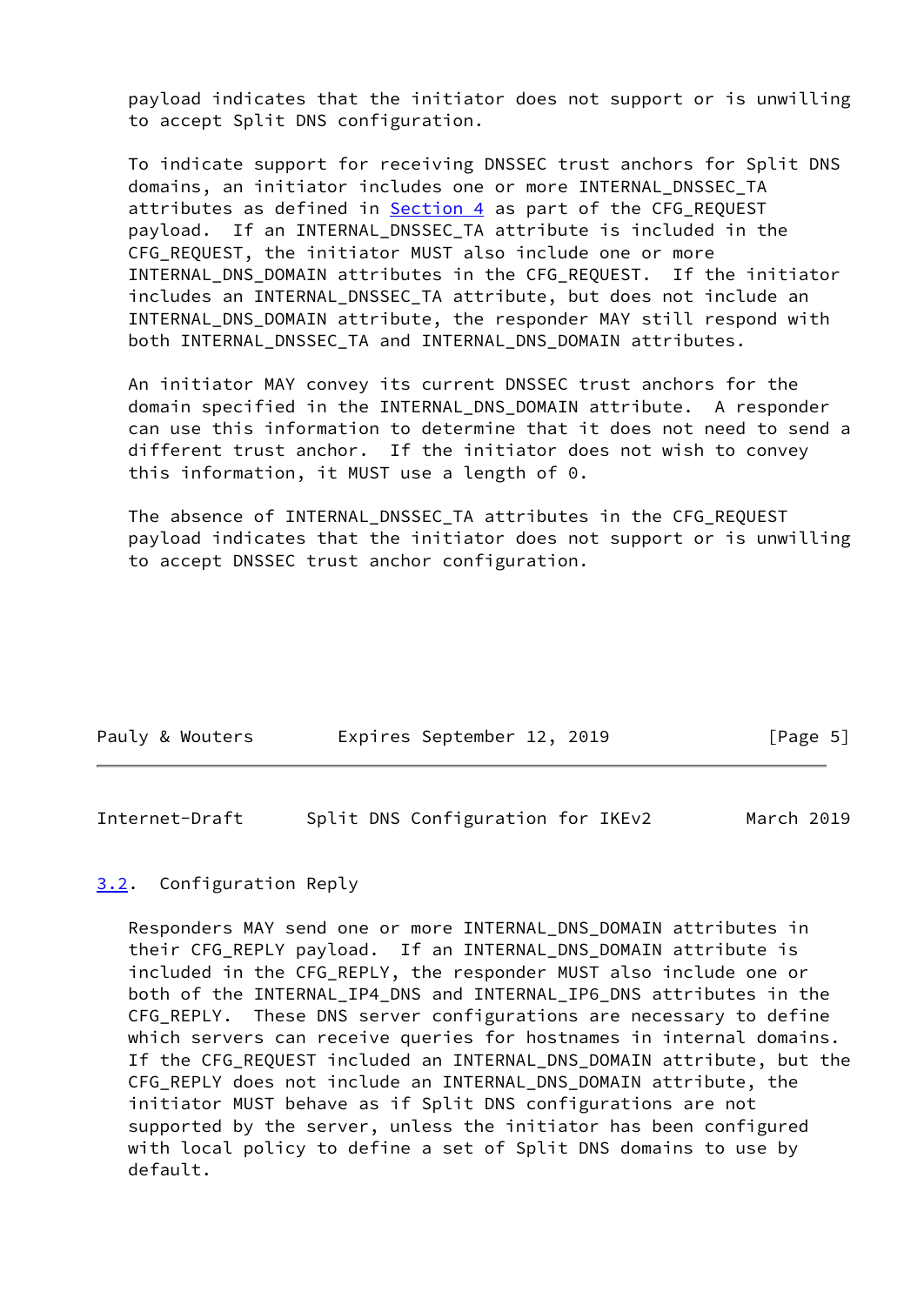payload indicates that the initiator does not support or is unwilling to accept Split DNS configuration.

To indicate support for receiving DNSSEC trust anchors for Split DNS domains, an initiator includes one or more INTERNAL_DNSSEC_TA attributes as defined in Section 4 as part of the CFG_REQUEST payload. If an INTERNAL_DNSSEC_TA attribute is included in the CFG_REQUEST, the initiator MUST also include one or more INTERNAL_DNS_DOMAIN attributes in the CFG_REQUEST. If the initiator includes an INTERNAL_DNSSEC_TA attribute, but does not include an INTERNAL_DNS_DOMAIN attribute, the responder MAY still respond with both INTERNAL_DNSSEC_TA and INTERNAL_DNS_DOMAIN attributes.

An initiator MAY convey its current DNSSEC trust anchors for the domain specified in the INTERNAL_DNS_DOMAIN attribute. A responder can use this information to determine that it does not need to send a different trust anchor. If the initiator does not wish to convey this information, it MUST use a length of 0.

The absence of INTERNAL_DNSSEC_TA attributes in the CFG_REQUEST payload indicates that the initiator does not support or is unwilling to accept DNSSEC trust anchor configuration.

### 3.2. Configuration Reply

Responders MAY send one or more INTERNAL_DNS_DOMAIN attributes in their CFG_REPLY payload. If an INTERNAL_DNS_DOMAIN attribute is included in the CFG_REPLY, the responder MUST also include one or both of the INTERNAL_IP4_DNS and INTERNAL_IP6_DNS attributes in the CFG_REPLY. These DNS server configurations are necessary to define which servers can receive queries for hostnames in internal domains. If the CFG_REQUEST included an INTERNAL_DNS_DOMAIN attribute, but the CFG_REPLY does not include an INTERNAL_DNS_DOMAIN attribute, the initiator MUST behave as if Split DNS configurations are not supported by the server, unless the initiator has been configured with local policy to define a set of Split DNS domains to use by default.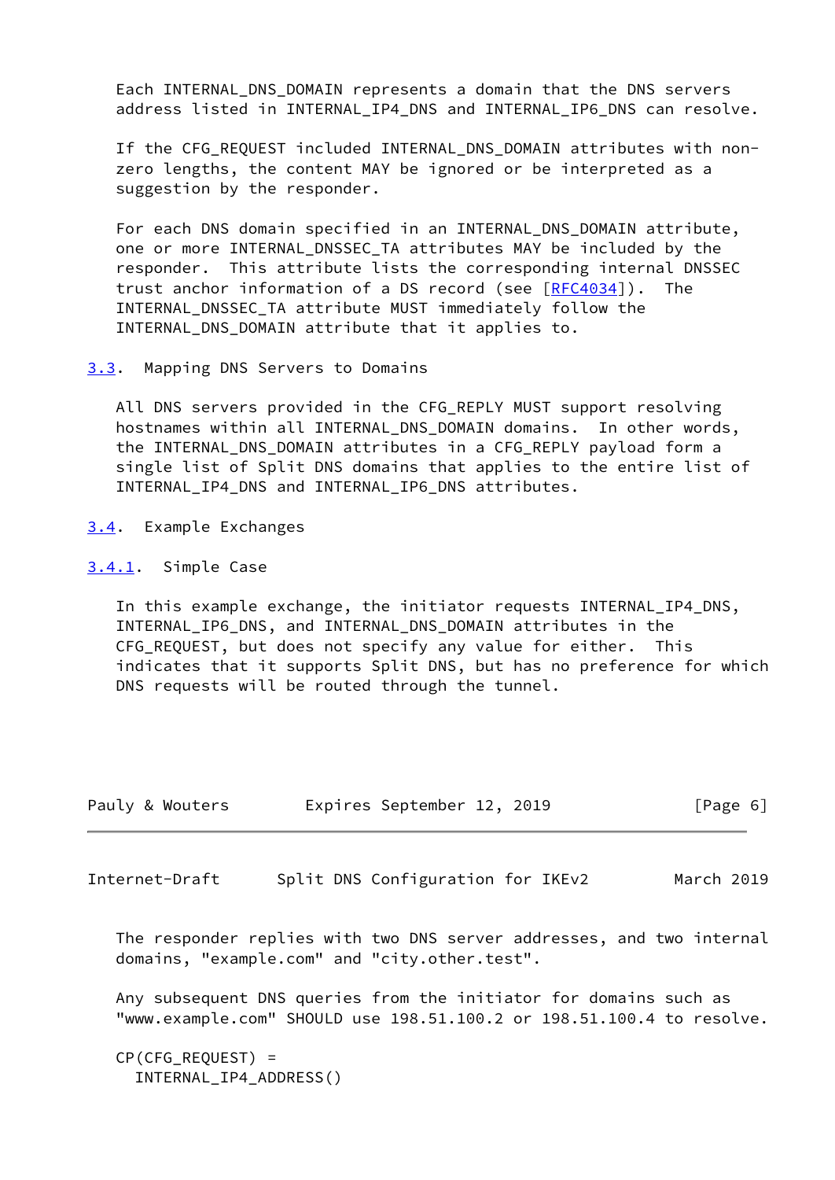Each INTERNAL_DNS_DOMAIN represents a domain that the DNS servers address listed in INTERNAL_IP4_DNS and INTERNAL_IP6_DNS can resolve.

If the CFG_REQUEST included INTERNAL_DNS_DOMAIN attributes with non-zero lengths, the content MAY be ignored or be interpreted as a suggestion by the responder.

For each DNS domain specified in an INTERNAL_DNS_DOMAIN attribute, one or more INTERNAL_DNSSEC_TA attributes MAY be included by the responder. This attribute lists the corresponding internal DNSSEC trust anchor information of a DS record (see [RFC4034]). The INTERNAL_DNSSEC_TA attribute MUST immediately follow the INTERNAL_DNS_DOMAIN attribute that it applies to.

### 3.3. Mapping DNS Servers to Domains

All DNS servers provided in the CFG_REPLY MUST support resolving hostnames within all INTERNAL_DNS_DOMAIN domains. In other words, the INTERNAL_DNS_DOMAIN attributes in a CFG_REPLY payload form a single list of Split DNS domains that applies to the entire list of INTERNAL_IP4_DNS and INTERNAL_IP6_DNS attributes.

### 3.4. Example Exchanges

#### 3.4.1. Simple Case

In this example exchange, the initiator requests INTERNAL_IP4_DNS, INTERNAL_IP6_DNS, and INTERNAL_DNS_DOMAIN attributes in the CFG_REQUEST, but does not specify any value for either. This indicates that it supports Split DNS, but has no preference for which DNS requests will be routed through the tunnel.

The responder replies with two DNS server addresses, and two internal domains, "example.com" and "city.other.test".

Any subsequent DNS queries from the initiator for domains such as "www.example.com" SHOULD use 198.51.100.2 or 198.51.100.4 to resolve.

```
CP(CFG_REQUEST) =
  INTERNAL_IP4_ADDRESS()
```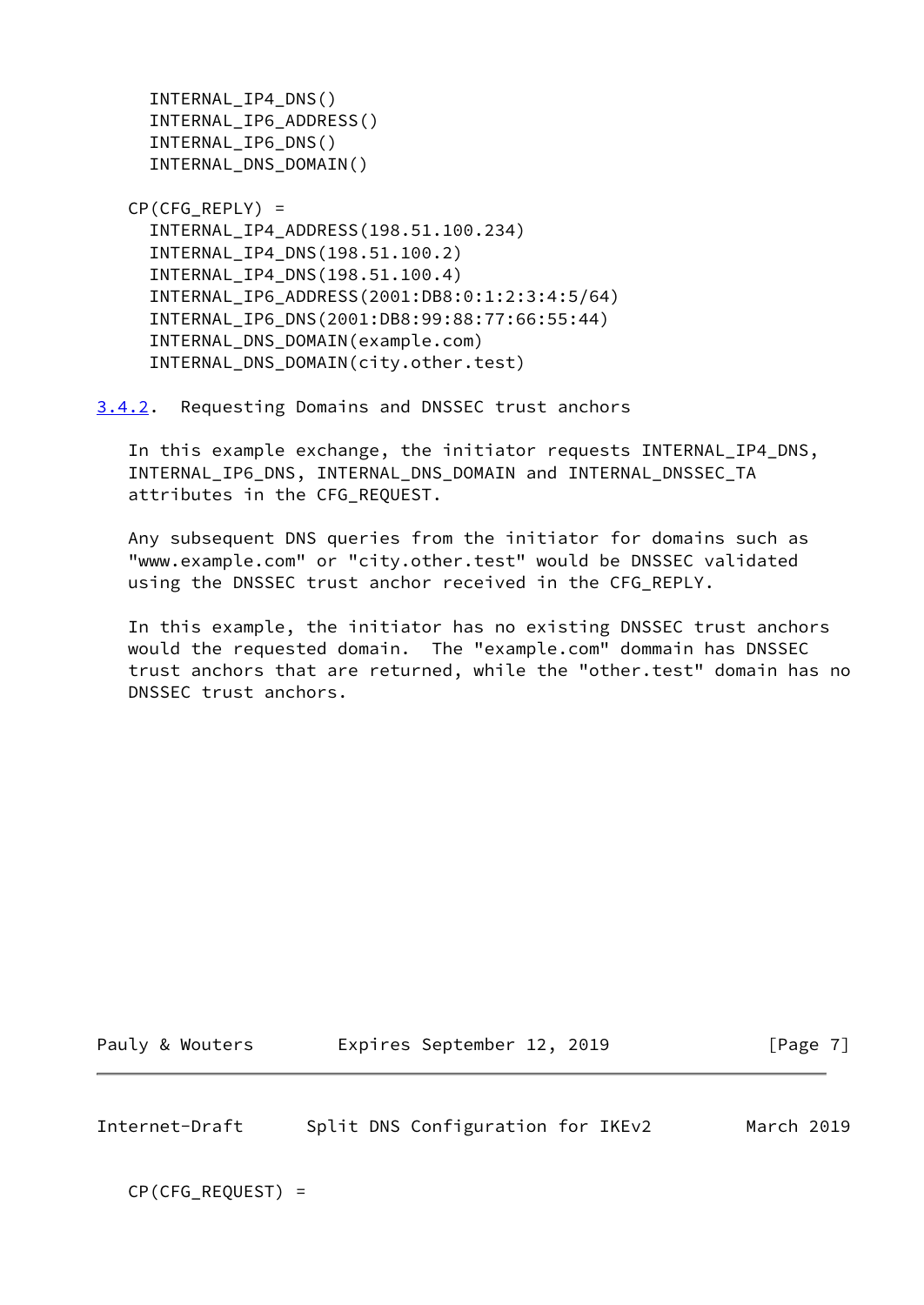```
     INTERNAL_IP4_DNS()
     INTERNAL_IP6_ADDRESS()
     INTERNAL_IP6_DNS()
     INTERNAL_DNS_DOMAIN()

   CP(CFG_REPLY) =
     INTERNAL_IP4_ADDRESS(198.51.100.234)
     INTERNAL_IP4_DNS(198.51.100.2)
     INTERNAL_IP4_DNS(198.51.100.4)
     INTERNAL_IP6_ADDRESS(2001:DB8:0:1:2:3:4:5/64)
     INTERNAL_IP6_DNS(2001:DB8:99:88:77:66:55:44)
     INTERNAL_DNS_DOMAIN(example.com)
     INTERNAL_DNS_DOMAIN(city.other.test)
```

### 3.4.2. Requesting Domains and DNSSEC trust anchors

In this example exchange, the initiator requests INTERNAL_IP4_DNS, INTERNAL_IP6_DNS, INTERNAL_DNS_DOMAIN and INTERNAL_DNSSEC_TA attributes in the CFG_REQUEST.

Any subsequent DNS queries from the initiator for domains such as "www.example.com" or "city.other.test" would be DNSSEC validated using the DNSSEC trust anchor received in the CFG_REPLY.

In this example, the initiator has no existing DNSSEC trust anchors would the requested domain. The "example.com" dommain has DNSSEC trust anchors that are returned, while the "other.test" domain has no DNSSEC trust anchors.

```
   CP(CFG_REQUEST) =
```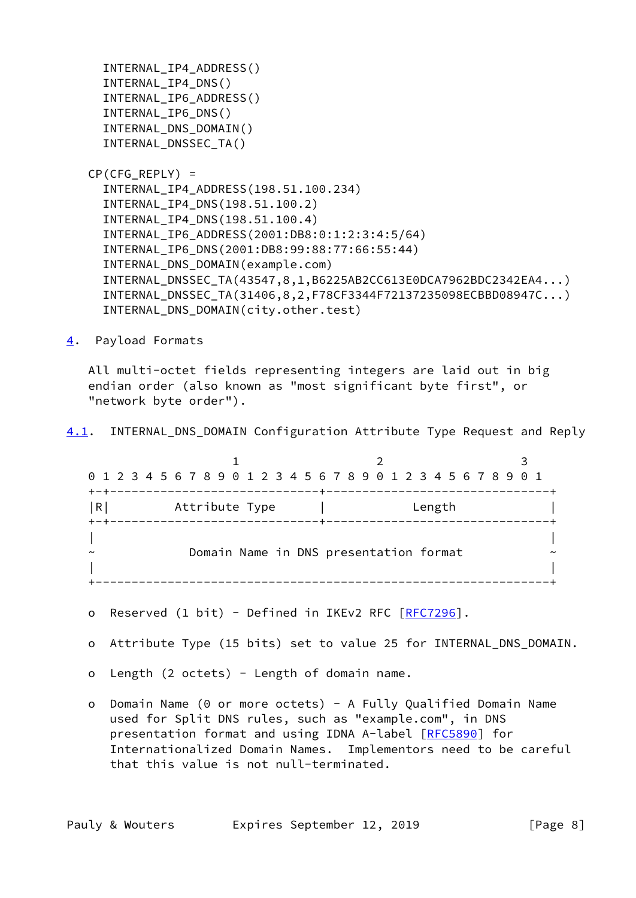```
INTERNAL_IP4_ADDRESS()
INTERNAL_IP4_DNS()
INTERNAL_IP6_ADDRESS()
INTERNAL_IP6_DNS()
INTERNAL_DNS_DOMAIN()
INTERNAL_DNSSEC_TA()
```

```
CP(CFG_REPLY) =
  INTERNAL_IP4_ADDRESS(198.51.100.234)
  INTERNAL_IP4_DNS(198.51.100.2)
  INTERNAL_IP4_DNS(198.51.100.4)
  INTERNAL_IP6_ADDRESS(2001:DB8:0:1:2:3:4:5/64)
  INTERNAL_IP6_DNS(2001:DB8:99:88:77:66:55:44)
  INTERNAL_DNS_DOMAIN(example.com)
  INTERNAL_DNSSEC_TA(43547,8,1,B6225AB2CC613E0DCA7962BDC2342EA4...)
  INTERNAL_DNSSEC_TA(31406,8,2,F78CF3344F72137235098ECBBD08947C...)
  INTERNAL_DNS_DOMAIN(city.other.test)
```

## 4. Payload Formats

All multi-octet fields representing integers are laid out in big endian order (also known as "most significant byte first", or "network byte order").

### 4.1. INTERNAL_DNS_DOMAIN Configuration Attribute Type Request and Reply

```
                     1                   2                   3
 0 1 2 3 4 5 6 7 8 9 0 1 2 3 4 5 6 7 8 9 0 1 2 3 4 5 6 7 8 9 0 1
+-+-----------------------------+-------------------------------+
|R|         Attribute Type      |            Length             |
+-+-----------------------------+-------------------------------+
|                                                               |
~             Domain Name in DNS presentation format            ~
|                                                               |
+---------------------------------------------------------------+
```

- Reserved (1 bit) - Defined in IKEv2 RFC [RFC7296].
- Attribute Type (15 bits) set to value 25 for INTERNAL_DNS_DOMAIN.
- Length (2 octets) - Length of domain name.
- Domain Name (0 or more octets) - A Fully Qualified Domain Name used for Split DNS rules, such as "example.com", in DNS presentation format and using IDNA A-label [RFC5890] for Internationalized Domain Names. Implementors need to be careful that this value is not null-terminated.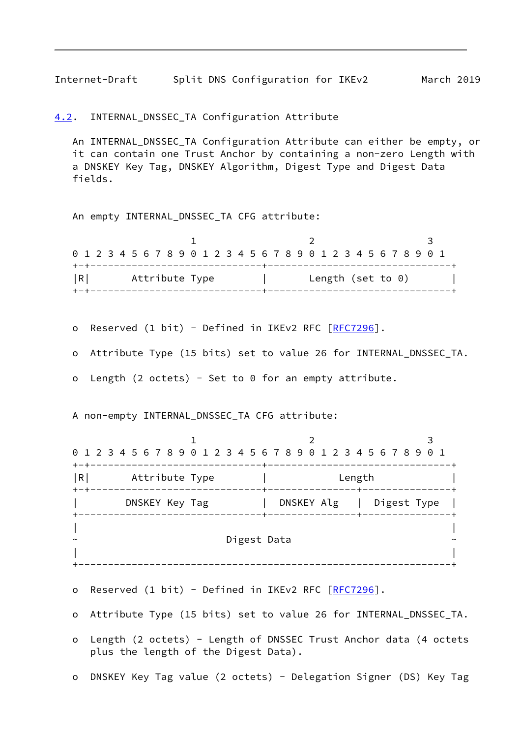## 4.2. INTERNAL_DNSSEC_TA Configuration Attribute

An INTERNAL_DNSSEC_TA Configuration Attribute can either be empty, or it can contain one Trust Anchor by containing a non-zero Length with a DNSKEY Key Tag, DNSKEY Algorithm, Digest Type and Digest Data fields.

An empty INTERNAL_DNSSEC_TA CFG attribute:

```
                     1                   2                   3
 0 1 2 3 4 5 6 7 8 9 0 1 2 3 4 5 6 7 8 9 0 1 2 3 4 5 6 7 8 9 0 1
+-+-----------------------------+-------------------------------+
|R|       Attribute Type        |       Length (set to 0)       |
+-+-----------------------------+-------------------------------+
```

- o Reserved (1 bit) - Defined in IKEv2 RFC [RFC7296].
- o Attribute Type (15 bits) set to value 26 for INTERNAL_DNSSEC_TA.
- o Length (2 octets) - Set to 0 for an empty attribute.

A non-empty INTERNAL_DNSSEC_TA CFG attribute:

```
                     1                   2                   3
 0 1 2 3 4 5 6 7 8 9 0 1 2 3 4 5 6 7 8 9 0 1 2 3 4 5 6 7 8 9 0 1
+-+-----------------------------+-------------------------------+
|R|       Attribute Type        |            Length             |
+-+-----------------------------+---------------+---------------+
|        DNSKEY Key Tag         |  DNSKEY Alg   |  Digest Type  |
+-------------------------------+---------------+---------------+
|                                                               |
~                         Digest Data                           ~
|                                                               |
+---------------------------------------------------------------+
```

- o Reserved (1 bit) - Defined in IKEv2 RFC [RFC7296].
- o Attribute Type (15 bits) set to value 26 for INTERNAL_DNSSEC_TA.
- o Length (2 octets) - Length of DNSSEC Trust Anchor data (4 octets plus the length of the Digest Data).
- o DNSKEY Key Tag value (2 octets) - Delegation Signer (DS) Key Tag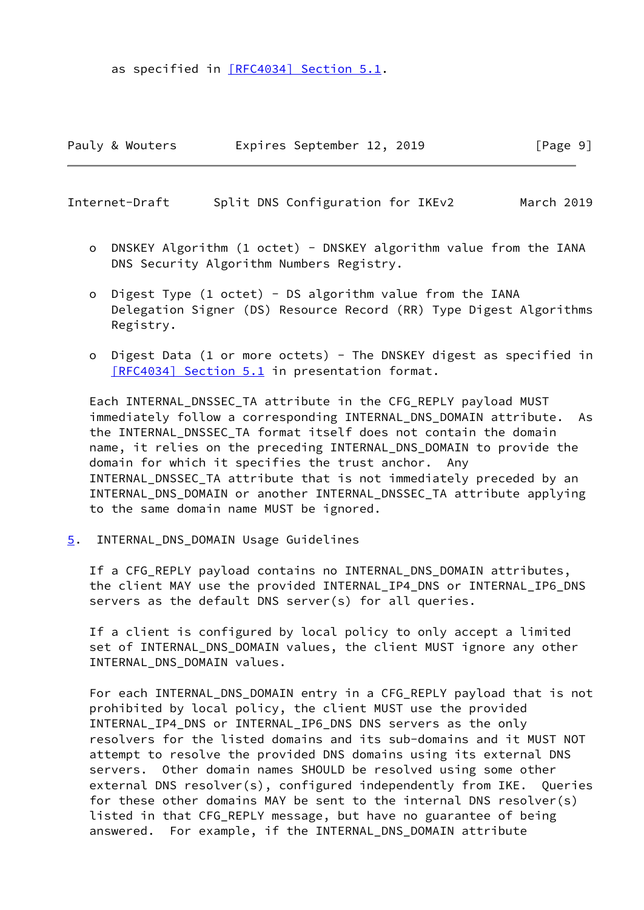as specified in [RFC4034] Section 5.1.

- DNSKEY Algorithm (1 octet) - DNSKEY algorithm value from the IANA DNS Security Algorithm Numbers Registry.

- Digest Type (1 octet) - DS algorithm value from the IANA Delegation Signer (DS) Resource Record (RR) Type Digest Algorithms Registry.

- Digest Data (1 or more octets) - The DNSKEY digest as specified in [RFC4034] Section 5.1 in presentation format.

Each INTERNAL_DNSSEC_TA attribute in the CFG_REPLY payload MUST immediately follow a corresponding INTERNAL_DNS_DOMAIN attribute. As the INTERNAL_DNSSEC_TA format itself does not contain the domain name, it relies on the preceding INTERNAL_DNS_DOMAIN to provide the domain for which it specifies the trust anchor. Any INTERNAL_DNSSEC_TA attribute that is not immediately preceded by an INTERNAL_DNS_DOMAIN or another INTERNAL_DNSSEC_TA attribute applying to the same domain name MUST be ignored.

## 5. INTERNAL_DNS_DOMAIN Usage Guidelines

If a CFG_REPLY payload contains no INTERNAL_DNS_DOMAIN attributes, the client MAY use the provided INTERNAL_IP4_DNS or INTERNAL_IP6_DNS servers as the default DNS server(s) for all queries.

If a client is configured by local policy to only accept a limited set of INTERNAL_DNS_DOMAIN values, the client MUST ignore any other INTERNAL_DNS_DOMAIN values.

For each INTERNAL_DNS_DOMAIN entry in a CFG_REPLY payload that is not prohibited by local policy, the client MUST use the provided INTERNAL_IP4_DNS or INTERNAL_IP6_DNS DNS servers as the only resolvers for the listed domains and its sub-domains and it MUST NOT attempt to resolve the provided DNS domains using its external DNS servers. Other domain names SHOULD be resolved using some other external DNS resolver(s), configured independently from IKE. Queries for these other domains MAY be sent to the internal DNS resolver(s) listed in that CFG_REPLY message, but have no guarantee of being answered. For example, if the INTERNAL_DNS_DOMAIN attribute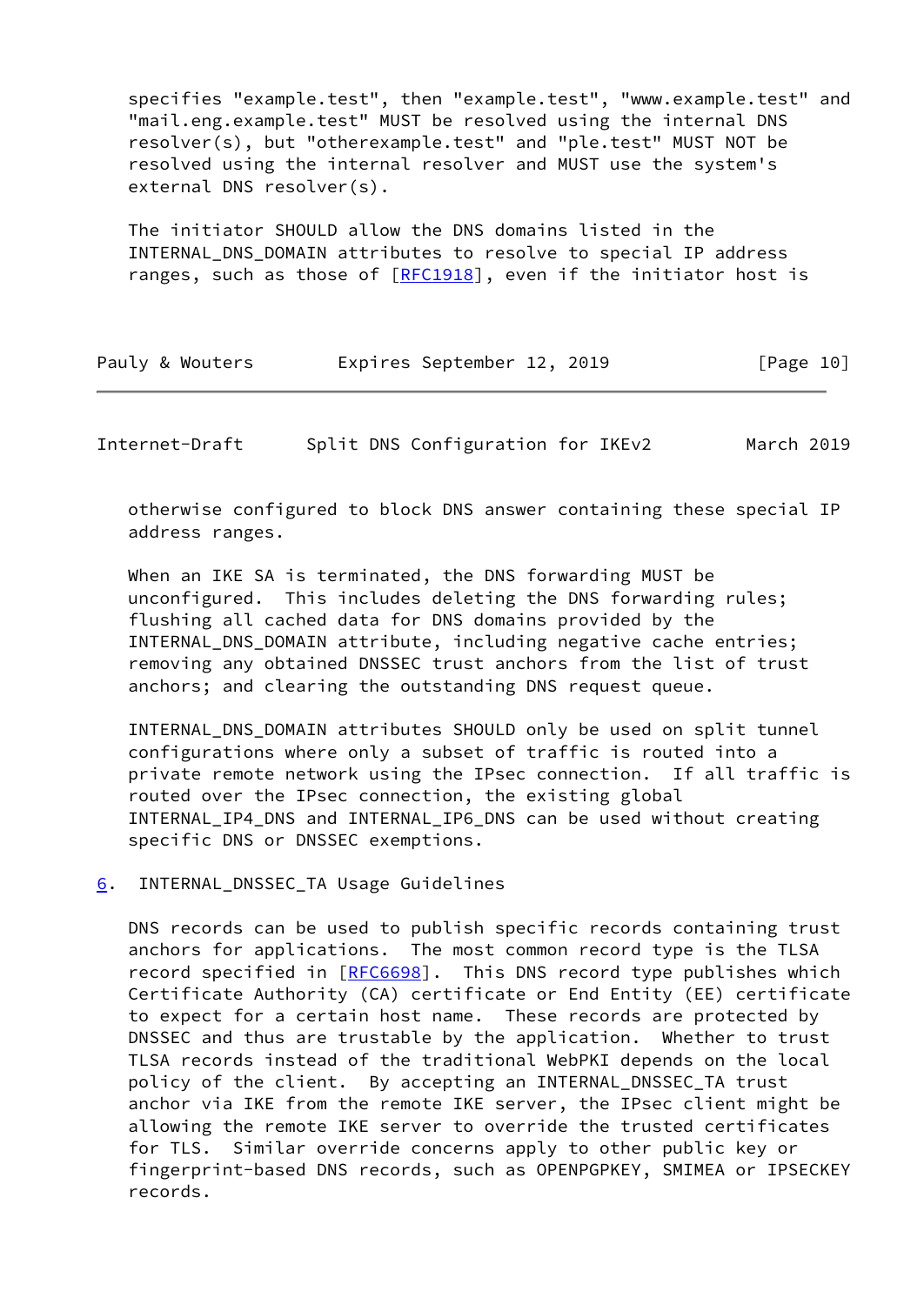specifies "example.test", then "example.test", "www.example.test" and "mail.eng.example.test" MUST be resolved using the internal DNS resolver(s), but "otherexample.test" and "ple.test" MUST NOT be resolved using the internal resolver and MUST use the system's external DNS resolver(s).

The initiator SHOULD allow the DNS domains listed in the INTERNAL_DNS_DOMAIN attributes to resolve to special IP address ranges, such as those of [RFC1918], even if the initiator host is otherwise configured to block DNS answer containing these special IP address ranges.

When an IKE SA is terminated, the DNS forwarding MUST be unconfigured. This includes deleting the DNS forwarding rules; flushing all cached data for DNS domains provided by the INTERNAL_DNS_DOMAIN attribute, including negative cache entries; removing any obtained DNSSEC trust anchors from the list of trust anchors; and clearing the outstanding DNS request queue.

INTERNAL_DNS_DOMAIN attributes SHOULD only be used on split tunnel configurations where only a subset of traffic is routed into a private remote network using the IPsec connection. If all traffic is routed over the IPsec connection, the existing global INTERNAL_IP4_DNS and INTERNAL_IP6_DNS can be used without creating specific DNS or DNSSEC exemptions.

## 6. INTERNAL_DNSSEC_TA Usage Guidelines

DNS records can be used to publish specific records containing trust anchors for applications. The most common record type is the TLSA record specified in [RFC6698]. This DNS record type publishes which Certificate Authority (CA) certificate or End Entity (EE) certificate to expect for a certain host name. These records are protected by DNSSEC and thus are trustable by the application. Whether to trust TLSA records instead of the traditional WebPKI depends on the local policy of the client. By accepting an INTERNAL_DNSSEC_TA trust anchor via IKE from the remote IKE server, the IPsec client might be allowing the remote IKE server to override the trusted certificates for TLS. Similar override concerns apply to other public key or fingerprint-based DNS records, such as OPENPGPKEY, SMIMEA or IPSECKEY records.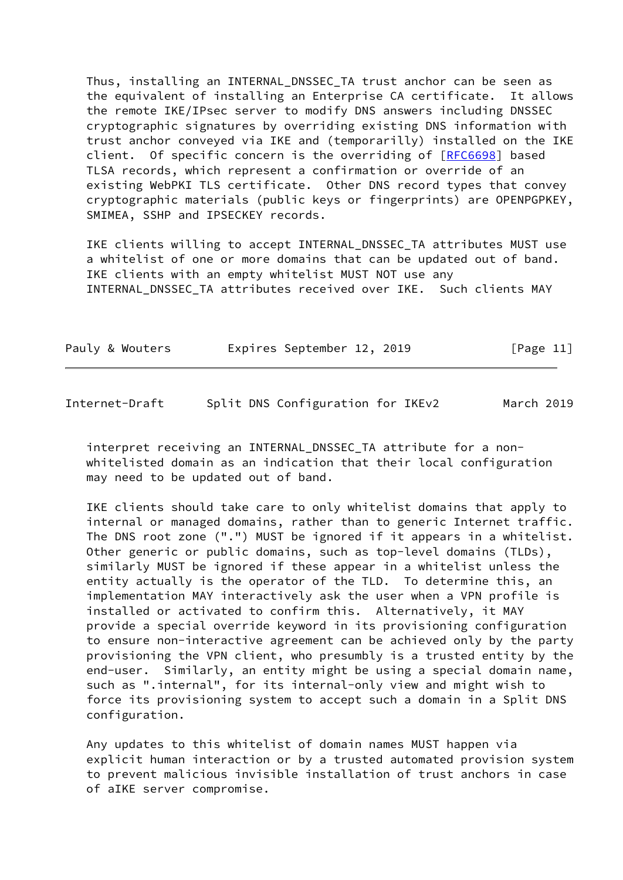Thus, installing an INTERNAL_DNSSEC_TA trust anchor can be seen as the equivalent of installing an Enterprise CA certificate. It allows the remote IKE/IPsec server to modify DNS answers including DNSSEC cryptographic signatures by overriding existing DNS information with trust anchor conveyed via IKE and (temporarilly) installed on the IKE client. Of specific concern is the overriding of [RFC6698] based TLSA records, which represent a confirmation or override of an existing WebPKI TLS certificate. Other DNS record types that convey cryptographic materials (public keys or fingerprints) are OPENPGPKEY, SMIMEA, SSHP and IPSECKEY records.

IKE clients willing to accept INTERNAL_DNSSEC_TA attributes MUST use a whitelist of one or more domains that can be updated out of band. IKE clients with an empty whitelist MUST NOT use any INTERNAL_DNSSEC_TA attributes received over IKE. Such clients MAY interpret receiving an INTERNAL_DNSSEC_TA attribute for a non-whitelisted domain as an indication that their local configuration may need to be updated out of band.

IKE clients should take care to only whitelist domains that apply to internal or managed domains, rather than to generic Internet traffic. The DNS root zone (".") MUST be ignored if it appears in a whitelist. Other generic or public domains, such as top-level domains (TLDs), similarly MUST be ignored if these appear in a whitelist unless the entity actually is the operator of the TLD. To determine this, an implementation MAY interactively ask the user when a VPN profile is installed or activated to confirm this. Alternatively, it MAY provide a special override keyword in its provisioning configuration to ensure non-interactive agreement can be achieved only by the party provisioning the VPN client, who presumbly is a trusted entity by the end-user. Similarly, an entity might be using a special domain name, such as ".internal", for its internal-only view and might wish to force its provisioning system to accept such a domain in a Split DNS configuration.

Any updates to this whitelist of domain names MUST happen via explicit human interaction or by a trusted automated provision system to prevent malicious invisible installation of trust anchors in case of aIKE server compromise.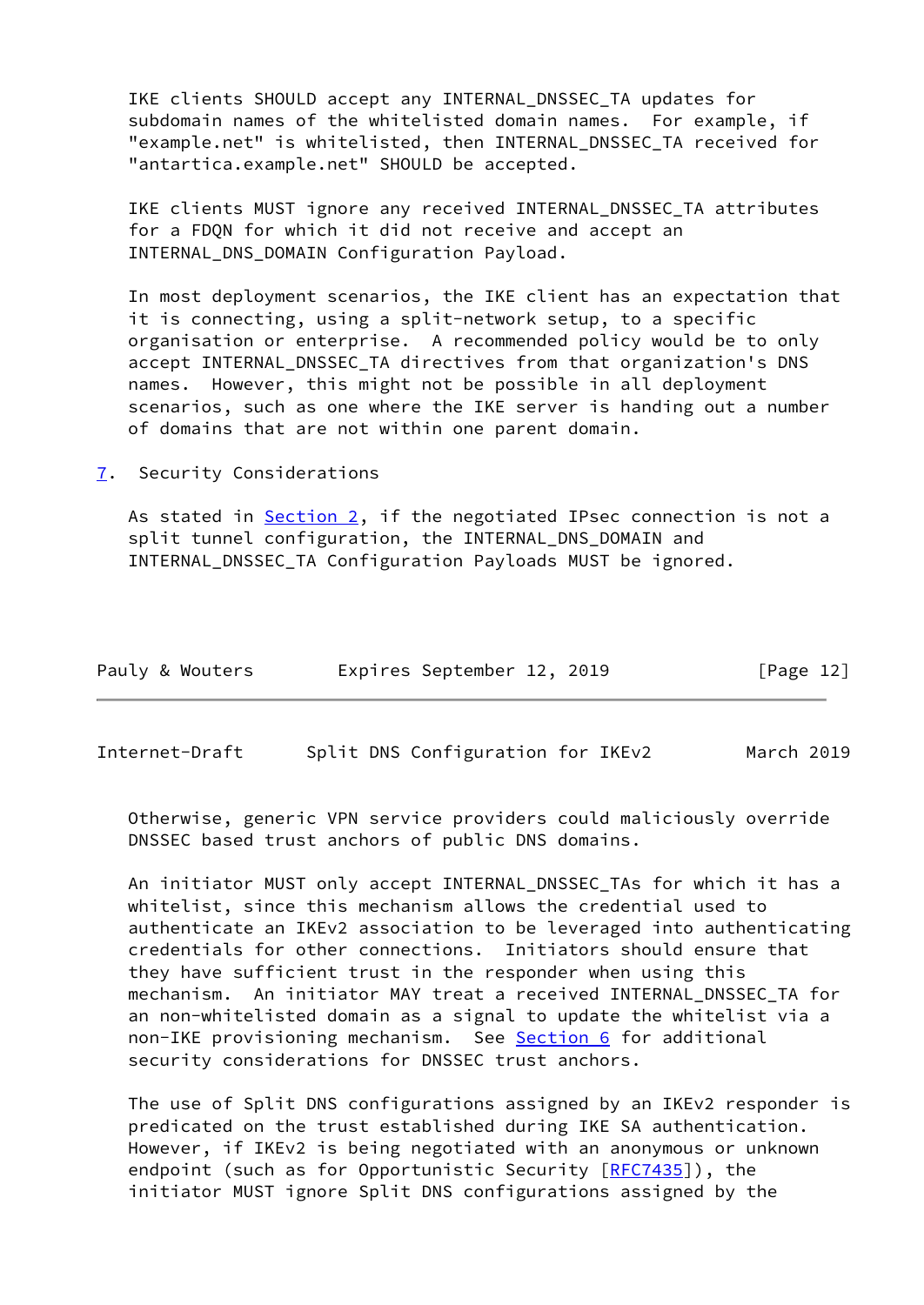IKE clients SHOULD accept any INTERNAL_DNSSEC_TA updates for subdomain names of the whitelisted domain names. For example, if "example.net" is whitelisted, then INTERNAL_DNSSEC_TA received for "antartica.example.net" SHOULD be accepted.

IKE clients MUST ignore any received INTERNAL_DNSSEC_TA attributes for a FDQN for which it did not receive and accept an INTERNAL_DNS_DOMAIN Configuration Payload.

In most deployment scenarios, the IKE client has an expectation that it is connecting, using a split-network setup, to a specific organisation or enterprise. A recommended policy would be to only accept INTERNAL_DNSSEC_TA directives from that organization's DNS names. However, this might not be possible in all deployment scenarios, such as one where the IKE server is handing out a number of domains that are not within one parent domain.

## 7. Security Considerations

As stated in Section 2, if the negotiated IPsec connection is not a split tunnel configuration, the INTERNAL_DNS_DOMAIN and INTERNAL_DNSSEC_TA Configuration Payloads MUST be ignored.

Otherwise, generic VPN service providers could maliciously override DNSSEC based trust anchors of public DNS domains.

An initiator MUST only accept INTERNAL_DNSSEC_TAs for which it has a whitelist, since this mechanism allows the credential used to authenticate an IKEv2 association to be leveraged into authenticating credentials for other connections. Initiators should ensure that they have sufficient trust in the responder when using this mechanism. An initiator MAY treat a received INTERNAL_DNSSEC_TA for an non-whitelisted domain as a signal to update the whitelist via a non-IKE provisioning mechanism. See Section 6 for additional security considerations for DNSSEC trust anchors.

The use of Split DNS configurations assigned by an IKEv2 responder is predicated on the trust established during IKE SA authentication. However, if IKEv2 is being negotiated with an anonymous or unknown endpoint (such as for Opportunistic Security [RFC7435]), the initiator MUST ignore Split DNS configurations assigned by the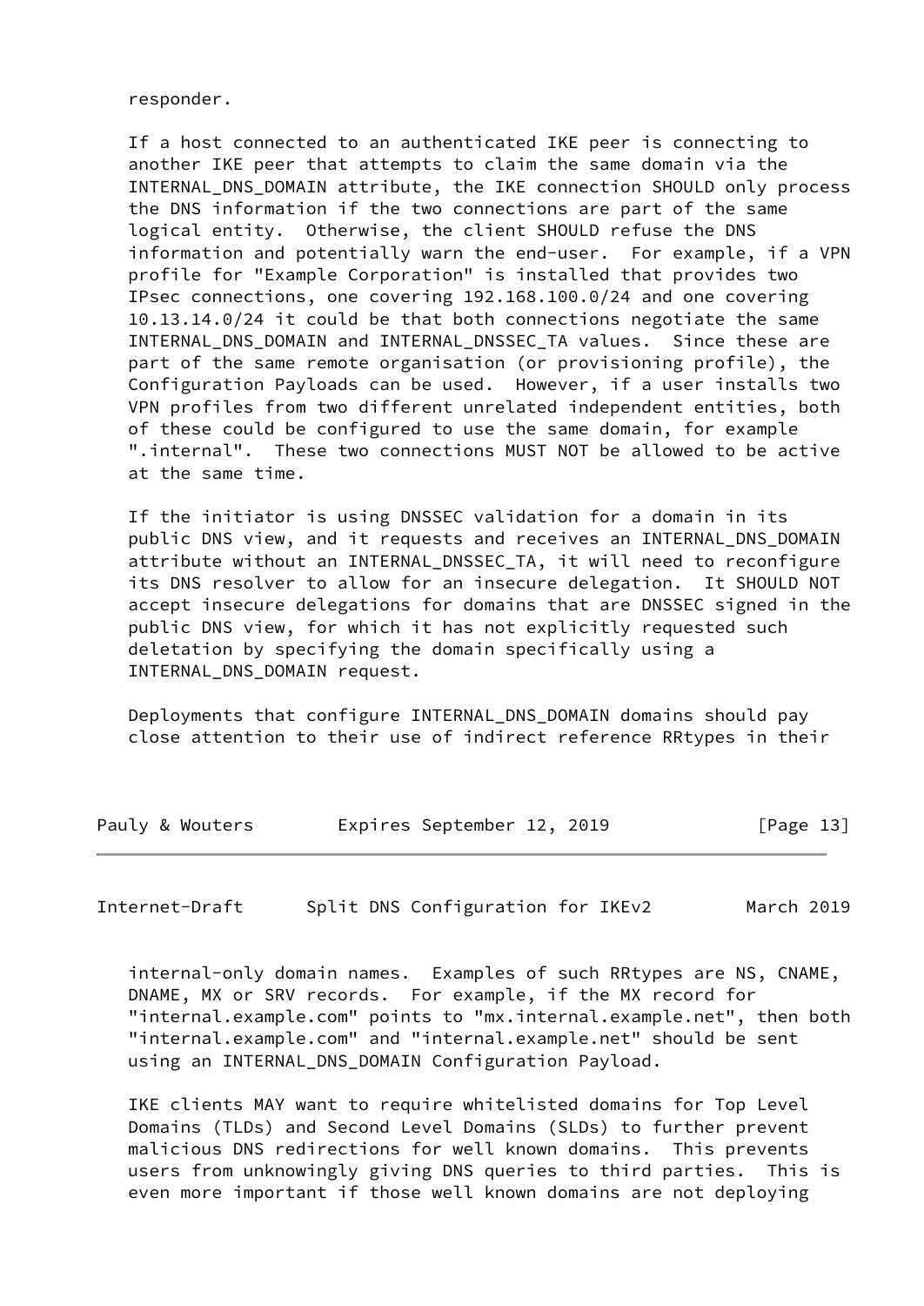responder.

If a host connected to an authenticated IKE peer is connecting to another IKE peer that attempts to claim the same domain via the INTERNAL_DNS_DOMAIN attribute, the IKE connection SHOULD only process the DNS information if the two connections are part of the same logical entity. Otherwise, the client SHOULD refuse the DNS information and potentially warn the end-user. For example, if a VPN profile for "Example Corporation" is installed that provides two IPsec connections, one covering 192.168.100.0/24 and one covering 10.13.14.0/24 it could be that both connections negotiate the same INTERNAL_DNS_DOMAIN and INTERNAL_DNSSEC_TA values. Since these are part of the same remote organisation (or provisioning profile), the Configuration Payloads can be used. However, if a user installs two VPN profiles from two different unrelated independent entities, both of these could be configured to use the same domain, for example ".internal". These two connections MUST NOT be allowed to be active at the same time.

If the initiator is using DNSSEC validation for a domain in its public DNS view, and it requests and receives an INTERNAL_DNS_DOMAIN attribute without an INTERNAL_DNSSEC_TA, it will need to reconfigure its DNS resolver to allow for an insecure delegation. It SHOULD NOT accept insecure delegations for domains that are DNSSEC signed in the public DNS view, for which it has not explicitly requested such deletation by specifying the domain specifically using a INTERNAL_DNS_DOMAIN request.

Deployments that configure INTERNAL_DNS_DOMAIN domains should pay close attention to their use of indirect reference RRtypes in their internal-only domain names. Examples of such RRtypes are NS, CNAME, DNAME, MX or SRV records. For example, if the MX record for "internal.example.com" points to "mx.internal.example.net", then both "internal.example.com" and "internal.example.net" should be sent using an INTERNAL_DNS_DOMAIN Configuration Payload.

IKE clients MAY want to require whitelisted domains for Top Level Domains (TLDs) and Second Level Domains (SLDs) to further prevent malicious DNS redirections for well known domains. This prevents users from unknowingly giving DNS queries to third parties. This is even more important if those well known domains are not deploying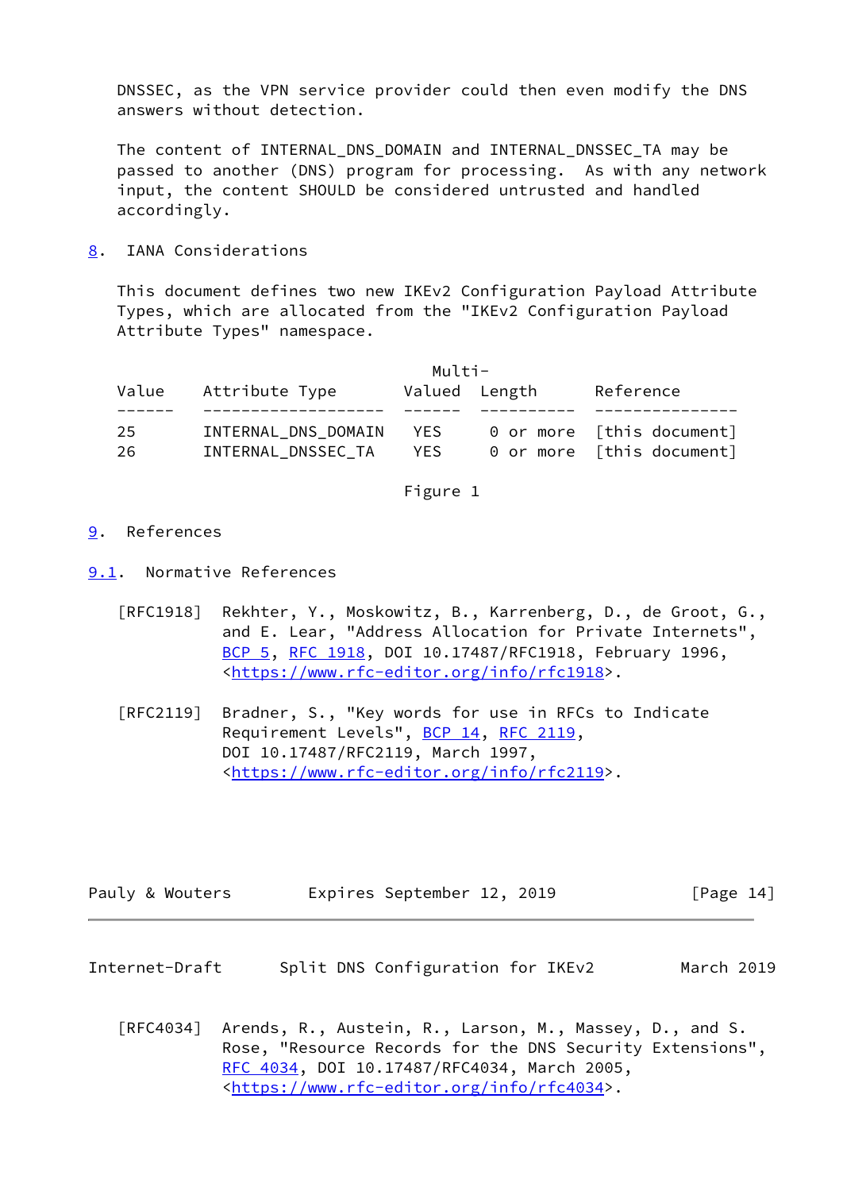DNSSEC, as the VPN service provider could then even modify the DNS answers without detection.

The content of INTERNAL_DNS_DOMAIN and INTERNAL_DNSSEC_TA may be passed to another (DNS) program for processing. As with any network input, the content SHOULD be considered untrusted and handled accordingly.

## 8. IANA Considerations

This document defines two new IKEv2 Configuration Payload Attribute Types, which are allocated from the "IKEv2 Configuration Payload Attribute Types" namespace.

| Value | Attribute Type | Multi-Valued | Length | Reference |
|---|---|---|---|---|
| 25 | INTERNAL_DNS_DOMAIN | YES | 0 or more | [this document] |
| 26 | INTERNAL_DNSSEC_TA | YES | 0 or more | [this document] |

Figure 1

## 9. References

### 9.1. Normative References

[RFC1918] Rekhter, Y., Moskowitz, B., Karrenberg, D., de Groot, G., and E. Lear, "Address Allocation for Private Internets", BCP 5, RFC 1918, DOI 10.17487/RFC1918, February 1996, <https://www.rfc-editor.org/info/rfc1918>.

[RFC2119] Bradner, S., "Key words for use in RFCs to Indicate Requirement Levels", BCP 14, RFC 2119, DOI 10.17487/RFC2119, March 1997, <https://www.rfc-editor.org/info/rfc2119>.

[RFC4034] Arends, R., Austein, R., Larson, M., Massey, D., and S. Rose, "Resource Records for the DNS Security Extensions", RFC 4034, DOI 10.17487/RFC4034, March 2005, <https://www.rfc-editor.org/info/rfc4034>.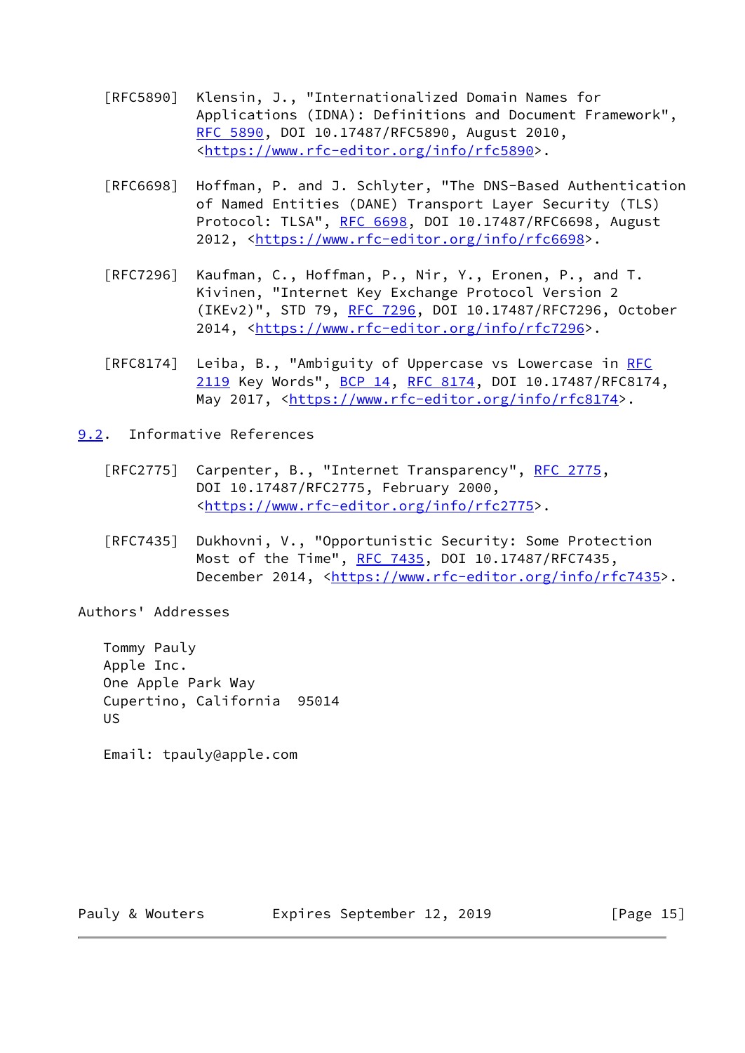[RFC5890] Klensin, J., "Internationalized Domain Names for Applications (IDNA): Definitions and Document Framework", RFC 5890, DOI 10.17487/RFC5890, August 2010, <https://www.rfc-editor.org/info/rfc5890>.

[RFC6698] Hoffman, P. and J. Schlyter, "The DNS-Based Authentication of Named Entities (DANE) Transport Layer Security (TLS) Protocol: TLSA", RFC 6698, DOI 10.17487/RFC6698, August 2012, <https://www.rfc-editor.org/info/rfc6698>.

[RFC7296] Kaufman, C., Hoffman, P., Nir, Y., Eronen, P., and T. Kivinen, "Internet Key Exchange Protocol Version 2 (IKEv2)", STD 79, RFC 7296, DOI 10.17487/RFC7296, October 2014, <https://www.rfc-editor.org/info/rfc7296>.

[RFC8174] Leiba, B., "Ambiguity of Uppercase vs Lowercase in RFC 2119 Key Words", BCP 14, RFC 8174, DOI 10.17487/RFC8174, May 2017, <https://www.rfc-editor.org/info/rfc8174>.

### 9.2. Informative References

[RFC2775] Carpenter, B., "Internet Transparency", RFC 2775, DOI 10.17487/RFC2775, February 2000, <https://www.rfc-editor.org/info/rfc2775>.

[RFC7435] Dukhovni, V., "Opportunistic Security: Some Protection Most of the Time", RFC 7435, DOI 10.17487/RFC7435, December 2014, <https://www.rfc-editor.org/info/rfc7435>.

## Authors' Addresses

Tommy Pauly
Apple Inc.
One Apple Park Way
Cupertino, California 95014
US

Email: tpauly@apple.com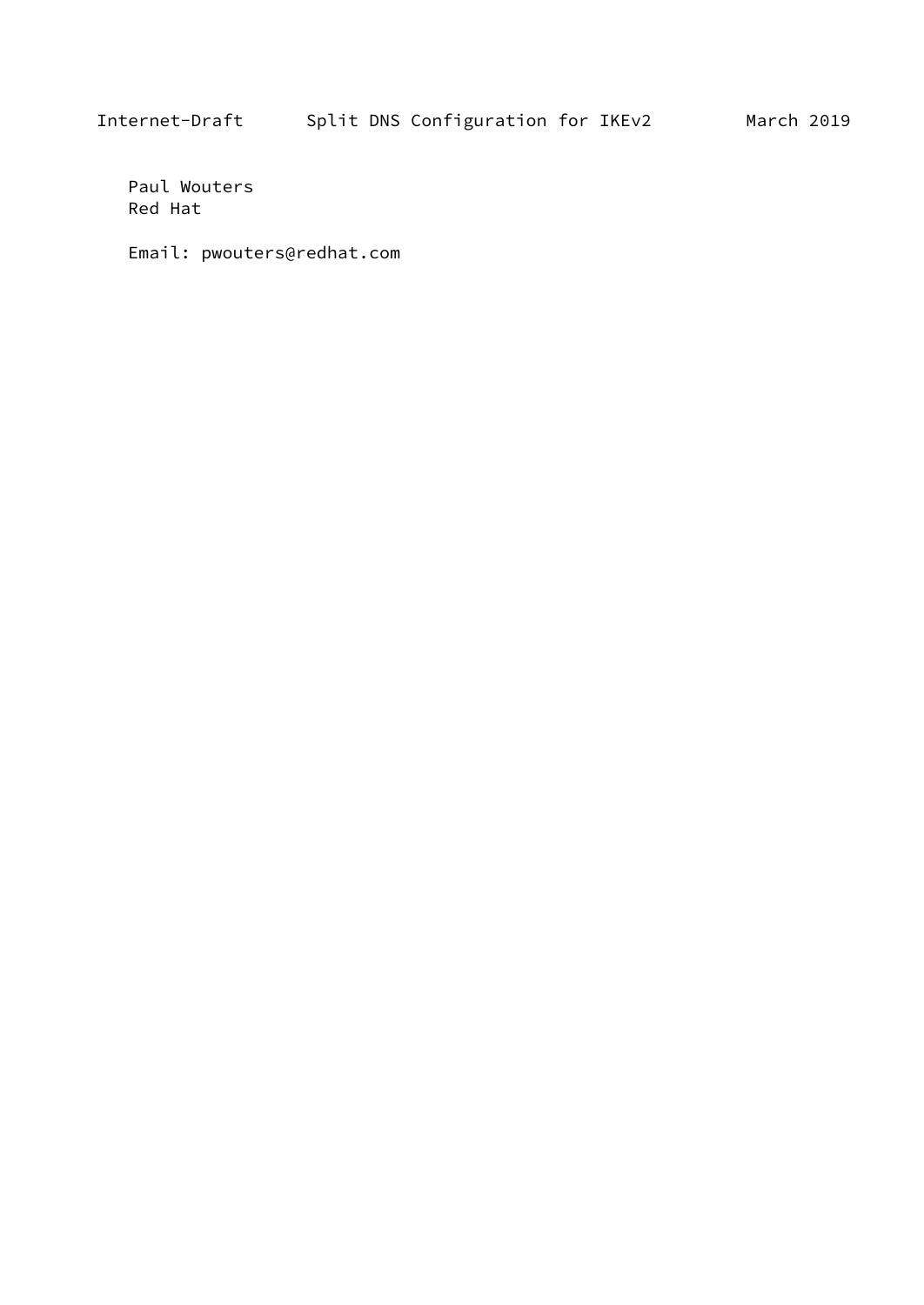Paul Wouters
Red Hat

Email: pwouters@redhat.com